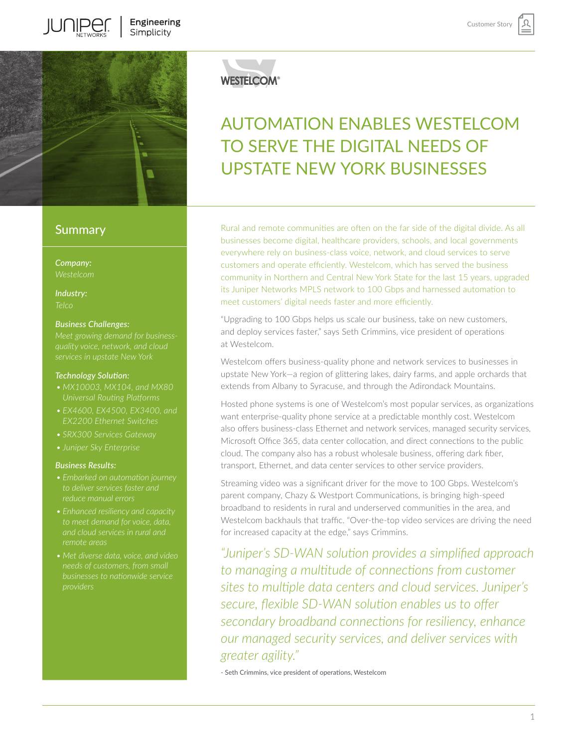# AUTOMATION ENABLES WESTELCOM TO SERVE THE DIGITAL NEEDS OF UPSTATE NEW YORK BUSINESSES

## Summary

***Company:***
*Westelcom*

***Industry:***
*Telco*

***Business Challenges:***
*Meet growing demand for business-quality voice, network, and cloud services in upstate New York*

***Technology Solution:***
- *MX10003, MX104, and MX80 Universal Routing Platforms*
- *EX4600, EX4500, EX3400, and EX2200 Ethernet Switches*
- *SRX300 Services Gateway*
- *Juniper Sky Enterprise*

***Business Results:***
- *Embarked on automation journey to deliver services faster and reduce manual errors*
- *Enhanced resiliency and capacity to meet demand for voice, data, and cloud services in rural and remote areas*
- *Met diverse data, voice, and video needs of customers, from small businesses to nationwide service providers*

Rural and remote communities are often on the far side of the digital divide. As all businesses become digital, healthcare providers, schools, and local governments everywhere rely on business-class voice, network, and cloud services to serve customers and operate efficiently. Westelcom, which has served the business community in Northern and Central New York State for the last 15 years, upgraded its Juniper Networks MPLS network to 100 Gbps and harnessed automation to meet customers' digital needs faster and more efficiently.

"Upgrading to 100 Gbps helps us scale our business, take on new customers, and deploy services faster," says Seth Crimmins, vice president of operations at Westelcom.

Westelcom offers business-quality phone and network services to businesses in upstate New York—a region of glittering lakes, dairy farms, and apple orchards that extends from Albany to Syracuse, and through the Adirondack Mountains.

Hosted phone systems is one of Westelcom's most popular services, as organizations want enterprise-quality phone service at a predictable monthly cost. Westelcom also offers business-class Ethernet and network services, managed security services, Microsoft Office 365, data center collocation, and direct connections to the public cloud. The company also has a robust wholesale business, offering dark fiber, transport, Ethernet, and data center services to other service providers.

Streaming video was a significant driver for the move to 100 Gbps. Westelcom's parent company, Chazy & Westport Communications, is bringing high-speed broadband to residents in rural and underserved communities in the area, and Westelcom backhauls that traffic. "Over-the-top video services are driving the need for increased capacity at the edge," says Crimmins.

*"Juniper's SD-WAN solution provides a simplified approach to managing a multitude of connections from customer sites to multiple data centers and cloud services. Juniper's secure, flexible SD-WAN solution enables us to offer secondary broadband connections for resiliency, enhance our managed security services, and deliver services with greater agility."*

- Seth Crimmins, vice president of operations, Westelcom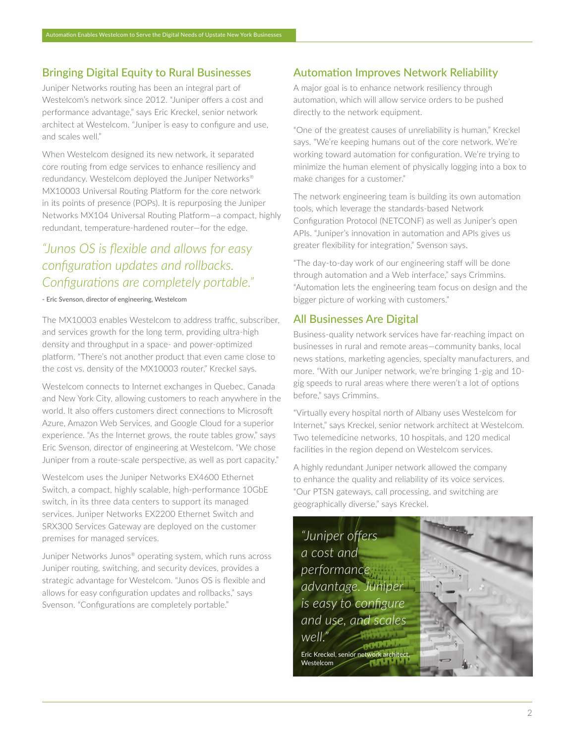## Bringing Digital Equity to Rural Businesses

Juniper Networks routing has been an integral part of Westelcom's network since 2012. "Juniper offers a cost and performance advantage," says Eric Kreckel, senior network architect at Westelcom. "Juniper is easy to configure and use, and scales well."

When Westelcom designed its new network, it separated core routing from edge services to enhance resiliency and redundancy. Westelcom deployed the Juniper Networks® MX10003 Universal Routing Platform for the core network in its points of presence (POPs). It is repurposing the Juniper Networks MX104 Universal Routing Platform—a compact, highly redundant, temperature-hardened router—for the edge.

*"Junos OS is flexible and allows for easy configuration updates and rollbacks. Configurations are completely portable."*

\- Eric Svenson, director of engineering, Westelcom

The MX10003 enables Westelcom to address traffic, subscriber, and services growth for the long term, providing ultra-high density and throughput in a space- and power-optimized platform. "There's not another product that even came close to the cost vs. density of the MX10003 router," Kreckel says.

Westelcom connects to Internet exchanges in Quebec, Canada and New York City, allowing customers to reach anywhere in the world. It also offers customers direct connections to Microsoft Azure, Amazon Web Services, and Google Cloud for a superior experience. "As the Internet grows, the route tables grow," says Eric Svenson, director of engineering at Westelcom. "We chose Juniper from a route-scale perspective, as well as port capacity."

Westelcom uses the Juniper Networks EX4600 Ethernet Switch, a compact, highly scalable, high-performance 10GbE switch, in its three data centers to support its managed services. Juniper Networks EX2200 Ethernet Switch and SRX300 Services Gateway are deployed on the customer premises for managed services.

Juniper Networks Junos® operating system, which runs across Juniper routing, switching, and security devices, provides a strategic advantage for Westelcom. "Junos OS is flexible and allows for easy configuration updates and rollbacks," says Svenson. "Configurations are completely portable."

## Automation Improves Network Reliability

A major goal is to enhance network resiliency through automation, which will allow service orders to be pushed directly to the network equipment.

"One of the greatest causes of unreliability is human," Kreckel says. "We're keeping humans out of the core network. We're working toward automation for configuration. We're trying to minimize the human element of physically logging into a box to make changes for a customer."

The network engineering team is building its own automation tools, which leverage the standards-based Network Configuration Protocol (NETCONF) as well as Juniper's open APIs. "Juniper's innovation in automation and APIs gives us greater flexibility for integration," Svenson says.

"The day-to-day work of our engineering staff will be done through automation and a Web interface," says Crimmins. "Automation lets the engineering team focus on design and the bigger picture of working with customers."

## All Businesses Are Digital

Business-quality network services have far-reaching impact on businesses in rural and remote areas—community banks, local news stations, marketing agencies, specialty manufacturers, and more. "With our Juniper network, we're bringing 1-gig and 10-gig speeds to rural areas where there weren't a lot of options before," says Crimmins.

"Virtually every hospital north of Albany uses Westelcom for Internet," says Kreckel, senior network architect at Westelcom. Two telemedicine networks, 10 hospitals, and 120 medical facilities in the region depend on Westelcom services.

A highly redundant Juniper network allowed the company to enhance the quality and reliability of its voice services. "Our PTSN gateways, call processing, and switching are geographically diverse," says Kreckel.

*"Juniper offers a cost and performance advantage. Juniper is easy to configure and use, and scales well."*

Eric Kreckel, senior network architect, Westelcom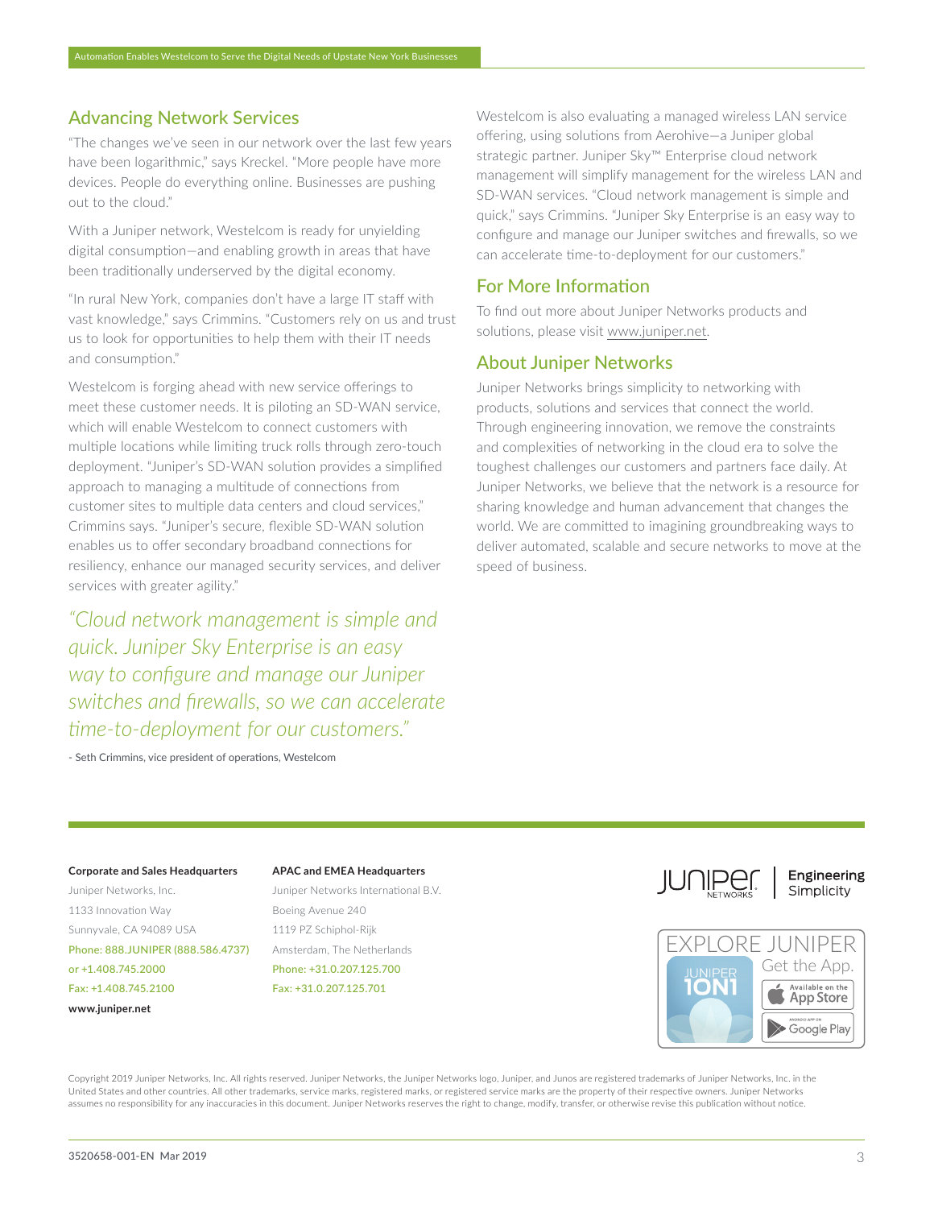## Advancing Network Services

"The changes we've seen in our network over the last few years have been logarithmic," says Kreckel. "More people have more devices. People do everything online. Businesses are pushing out to the cloud."

With a Juniper network, Westelcom is ready for unyielding digital consumption—and enabling growth in areas that have been traditionally underserved by the digital economy.

"In rural New York, companies don't have a large IT staff with vast knowledge," says Crimmins. "Customers rely on us and trust us to look for opportunities to help them with their IT needs and consumption."

Westelcom is forging ahead with new service offerings to meet these customer needs. It is piloting an SD-WAN service, which will enable Westelcom to connect customers with multiple locations while limiting truck rolls through zero-touch deployment. "Juniper's SD-WAN solution provides a simplified approach to managing a multitude of connections from customer sites to multiple data centers and cloud services," Crimmins says. "Juniper's secure, flexible SD-WAN solution enables us to offer secondary broadband connections for resiliency, enhance our managed security services, and deliver services with greater agility."

*"Cloud network management is simple and quick. Juniper Sky Enterprise is an easy way to configure and manage our Juniper switches and firewalls, so we can accelerate time-to-deployment for our customers."*

- Seth Crimmins, vice president of operations, Westelcom

Westelcom is also evaluating a managed wireless LAN service offering, using solutions from Aerohive—a Juniper global strategic partner. Juniper Sky™ Enterprise cloud network management will simplify management for the wireless LAN and SD-WAN services. "Cloud network management is simple and quick," says Crimmins. "Juniper Sky Enterprise is an easy way to configure and manage our Juniper switches and firewalls, so we can accelerate time-to-deployment for our customers."

## For More Information

To find out more about Juniper Networks products and solutions, please visit www.juniper.net.

## About Juniper Networks

Juniper Networks brings simplicity to networking with products, solutions and services that connect the world. Through engineering innovation, we remove the constraints and complexities of networking in the cloud era to solve the toughest challenges our customers and partners face daily. At Juniper Networks, we believe that the network is a resource for sharing knowledge and human advancement that changes the world. We are committed to imagining groundbreaking ways to deliver automated, scalable and secure networks to move at the speed of business.

**Corporate and Sales Headquarters**
Juniper Networks, Inc.
1133 Innovation Way
Sunnyvale, CA 94089 USA
Phone: 888.JUNIPER (888.586.4737)
or +1.408.745.2000
Fax: +1.408.745.2100
**www.juniper.net**

**APAC and EMEA Headquarters**
Juniper Networks International B.V.
Boeing Avenue 240
1119 PZ Schiphol-Rijk
Amsterdam, The Netherlands
Phone: +31.0.207.125.700
Fax: +31.0.207.125.701

Juniper Networks | Engineering Simplicity

EXPLORE JUNIPER
Get the App.
JUNIPER 1ON1
Available on the App Store
Google Play

Copyright 2019 Juniper Networks, Inc. All rights reserved. Juniper Networks, the Juniper Networks logo, Juniper, and Junos are registered trademarks of Juniper Networks, Inc. in the United States and other countries. All other trademarks, service marks, registered marks, or registered service marks are the property of their respective owners. Juniper Networks assumes no responsibility for any inaccuracies in this document. Juniper Networks reserves the right to change, modify, transfer, or otherwise revise this publication without notice.

3520658-001-EN Mar 2019